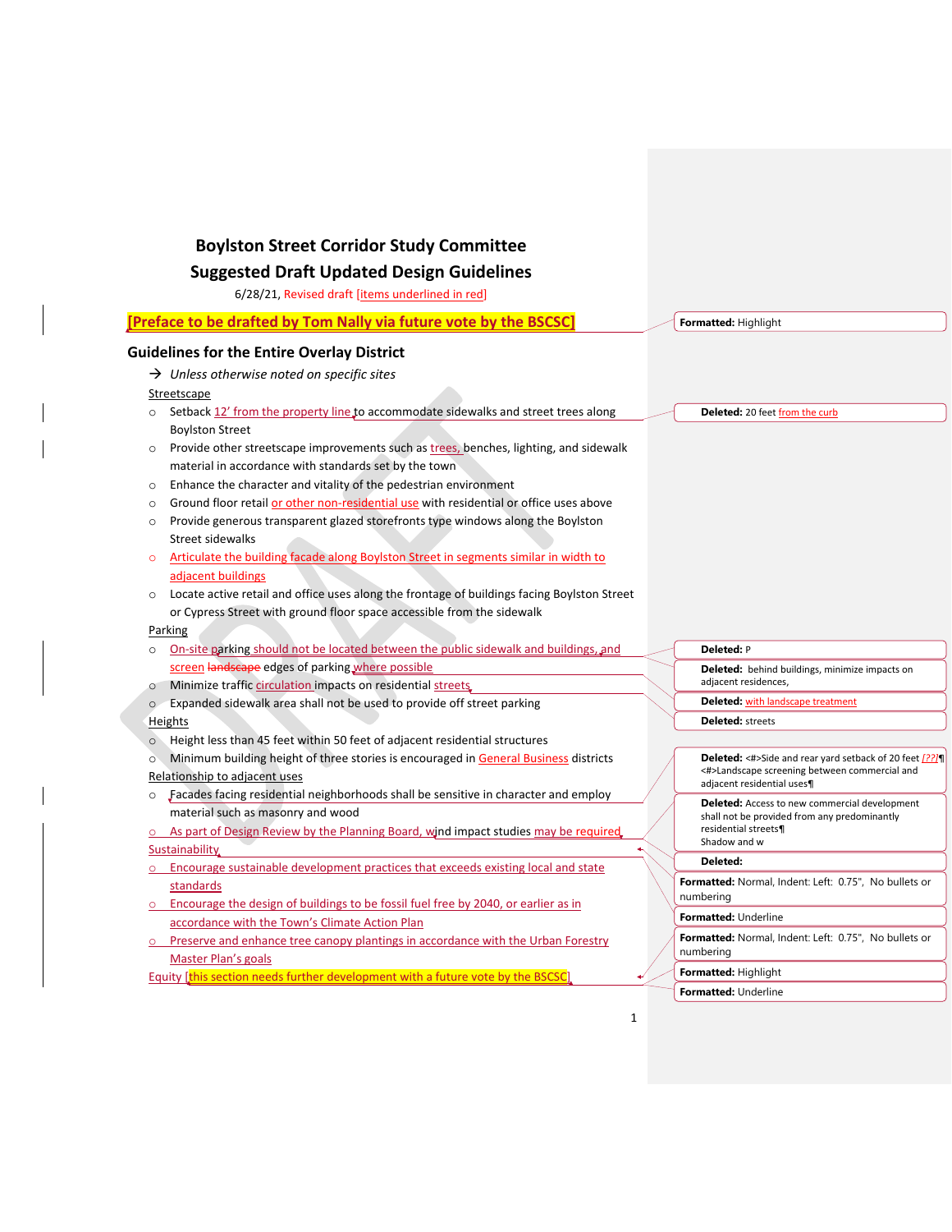# Boylston Street Corridor Study Committee
# Suggested Draft Updated Design Guidelines

6/28/21, Revised draft [items underlined in red]

**[Preface to be drafted by Tom Nally via future vote by the BSCSC]**

## Guidelines for the Entire Overlay District

→ *Unless otherwise noted on specific sites*

Streetscape

- Setback 12' from the property line to accommodate sidewalks and street trees along Boylston Street
- Provide other streetscape improvements such as trees, benches, lighting, and sidewalk material in accordance with standards set by the town
- Enhance the character and vitality of the pedestrian environment
- Ground floor retail or other non-residential use with residential or office uses above
- Provide generous transparent glazed storefronts type windows along the Boylston Street sidewalks
- Articulate the building facade along Boylston Street in segments similar in width to adjacent buildings
- Locate active retail and office uses along the frontage of buildings facing Boylston Street or Cypress Street with ground floor space accessible from the sidewalk

Parking

- On-site parking should not be located between the public sidewalk and buildings, and screen ~~landscape~~ edges of parking where possible
- Minimize traffic circulation impacts on residential streets
- Expanded sidewalk area shall not be used to provide off street parking

Heights

- Height less than 45 feet within 50 feet of adjacent residential structures
- Minimum building height of three stories is encouraged in General Business districts

Relationship to adjacent uses

- Facades facing residential neighborhoods shall be sensitive in character and employ material such as masonry and wood
- As part of Design Review by the Planning Board, wind impact studies may be required

Sustainability

- Encourage sustainable development practices that exceeds existing local and state standards
- Encourage the design of buildings to be fossil fuel free by 2040, or earlier as in accordance with the Town's Climate Action Plan
- Preserve and enhance tree canopy plantings in accordance with the Urban Forestry Master Plan's goals

Equity [this section needs further development with a future vote by the BSCSC]

---

Comments:

- Formatted: Highlight
- Deleted: 20 feet from the curb
- Deleted: P
- Deleted: behind buildings, minimize impacts on adjacent residences,
- Deleted: with landscape treatment
- Deleted: streets
- Deleted: Side and rear yard setback of 20 feet [??] / Landscape screening between commercial and adjacent residential uses
- Deleted: Access to new commercial development shall not be provided from any predominantly residential streets / Shadow and w
- Deleted:
- Formatted: Normal, Indent: Left: 0.75", No bullets or numbering
- Formatted: Underline
- Formatted: Normal, Indent: Left: 0.75", No bullets or numbering
- Formatted: Highlight
- Formatted: Underline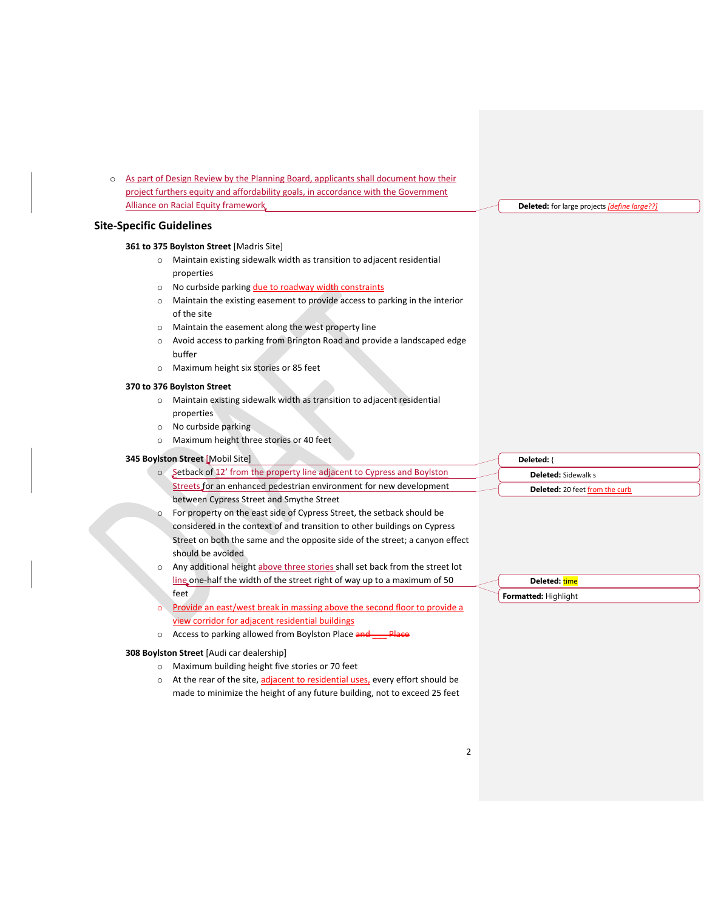- As part of Design Review by the Planning Board, applicants shall document how their project furthers equity and affordability goals, in accordance with the Government Alliance on Racial Equity framework

## Site-Specific Guidelines

**361 to 375 Boylston Street** [Madris Site]

- Maintain existing sidewalk width as transition to adjacent residential properties
- No curbside parking due to roadway width constraints
- Maintain the existing easement to provide access to parking in the interior of the site
- Maintain the easement along the west property line
- Avoid access to parking from Brington Road and provide a landscaped edge buffer
- Maximum height six stories or 85 feet

**370 to 376 Boylston Street**

- Maintain existing sidewalk width as transition to adjacent residential properties
- No curbside parking
- Maximum height three stories or 40 feet

**345 Boylston Street** [Mobil Site]

- Setback of 12' from the property line adjacent to Cypress and Boylston Streets for an enhanced pedestrian environment for new development between Cypress Street and Smythe Street
- For property on the east side of Cypress Street, the setback should be considered in the context of and transition to other buildings on Cypress Street on both the same and the opposite side of the street; a canyon effect should be avoided
- Any additional height above three stories shall set back from the street lot line one-half the width of the street right of way up to a maximum of 50 feet
- Provide an east/west break in massing above the second floor to provide a view corridor for adjacent residential buildings
- Access to parking allowed from Boylston Place ~~and \_\_\_ Place~~

**308 Boylston Street** [Audi car dealership]

- Maximum building height five stories or 70 feet
- At the rear of the site, adjacent to residential uses, every effort should be made to minimize the height of any future building, not to exceed 25 feet

---

Deleted: for large projects *[define large??]*

Deleted: (

Deleted: Sidewalk s

Deleted: 20 feet from the curb

Deleted: time

Formatted: Highlight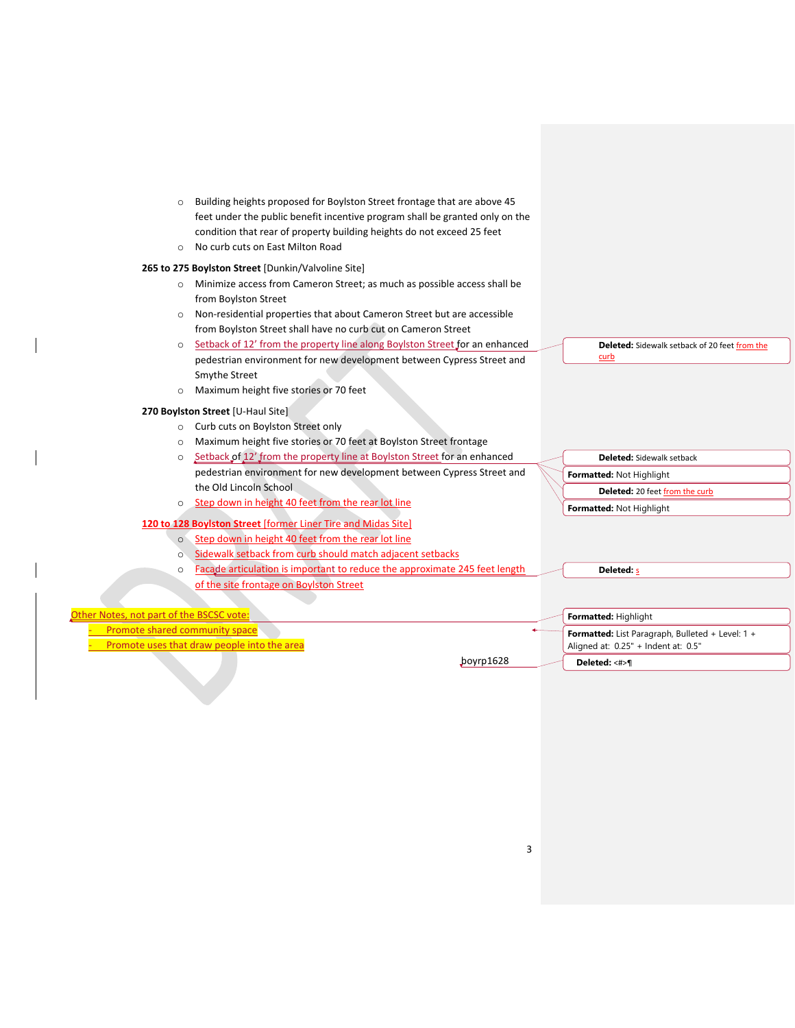- Building heights proposed for Boylston Street frontage that are above 45 feet under the public benefit incentive program shall be granted only on the condition that rear of property building heights do not exceed 25 feet
- No curb cuts on East Milton Road

**265 to 275 Boylston Street** [Dunkin/Valvoline Site]

- Minimize access from Cameron Street; as much as possible access shall be from Boylston Street
- Non-residential properties that about Cameron Street but are accessible from Boylston Street shall have no curb cut on Cameron Street
- Setback of 12' from the property line along Boylston Street for an enhanced pedestrian environment for new development between Cypress Street and Smythe Street
- Maximum height five stories or 70 feet

**270 Boylston Street** [U-Haul Site]

- Curb cuts on Boylston Street only
- Maximum height five stories or 70 feet at Boylston Street frontage
- Setback of 12' from the property line at Boylston Street for an enhanced pedestrian environment for new development between Cypress Street and the Old Lincoln School
- Step down in height 40 feet from the rear lot line

**120 to 128 Boylston Street** [former Liner Tire and Midas Site]

- Step down in height 40 feet from the rear lot line
- Sidewalk setback from curb should match adjacent setbacks
- Facade articulation is important to reduce the approximate 245 feet length of the site frontage on Boylston Street

Other Notes, not part of the BSCSC vote:

- Promote shared community space
- Promote uses that draw people into the area

boyrp1628